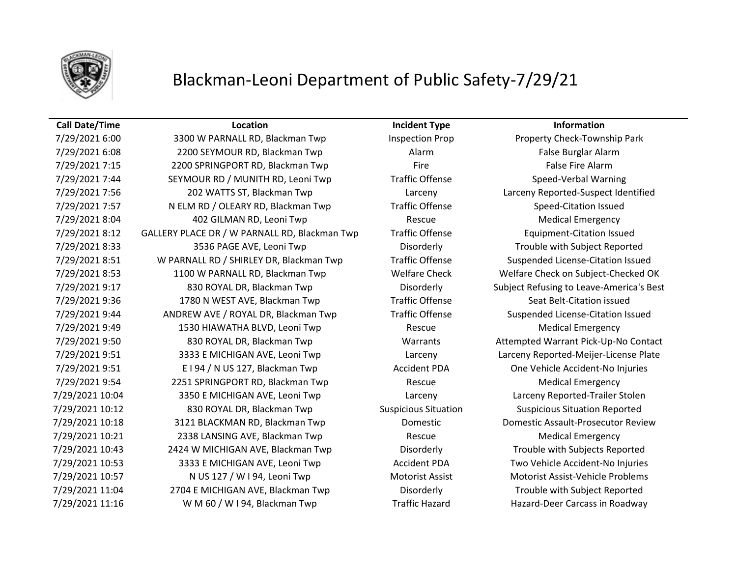# Blackman-Leoni Department of Public Safety-7/29/21

| Call Date/Time | Location | Incident Type | Information |
|---|---|---|---|
| 7/29/2021 6:00 | 3300 W PARNALL RD, Blackman Twp | Inspection Prop | Property Check-Township Park |
| 7/29/2021 6:08 | 2200 SEYMOUR RD, Blackman Twp | Alarm | False Burglar Alarm |
| 7/29/2021 7:15 | 2200 SPRINGPORT RD, Blackman Twp | Fire | False Fire Alarm |
| 7/29/2021 7:44 | SEYMOUR RD / MUNITH RD, Leoni Twp | Traffic Offense | Speed-Verbal Warning |
| 7/29/2021 7:56 | 202 WATTS ST, Blackman Twp | Larceny | Larceny Reported-Suspect Identified |
| 7/29/2021 7:57 | N ELM RD / OLEARY RD, Blackman Twp | Traffic Offense | Speed-Citation Issued |
| 7/29/2021 8:04 | 402 GILMAN RD, Leoni Twp | Rescue | Medical Emergency |
| 7/29/2021 8:12 | GALLERY PLACE DR / W PARNALL RD, Blackman Twp | Traffic Offense | Equipment-Citation Issued |
| 7/29/2021 8:33 | 3536 PAGE AVE, Leoni Twp | Disorderly | Trouble with Subject Reported |
| 7/29/2021 8:51 | W PARNALL RD / SHIRLEY DR, Blackman Twp | Traffic Offense | Suspended License-Citation Issued |
| 7/29/2021 8:53 | 1100 W PARNALL RD, Blackman Twp | Welfare Check | Welfare Check on Subject-Checked OK |
| 7/29/2021 9:17 | 830 ROYAL DR, Blackman Twp | Disorderly | Subject Refusing to Leave-America's Best |
| 7/29/2021 9:36 | 1780 N WEST AVE, Blackman Twp | Traffic Offense | Seat Belt-Citation issued |
| 7/29/2021 9:44 | ANDREW AVE / ROYAL DR, Blackman Twp | Traffic Offense | Suspended License-Citation Issued |
| 7/29/2021 9:49 | 1530 HIAWATHA BLVD, Leoni Twp | Rescue | Medical Emergency |
| 7/29/2021 9:50 | 830 ROYAL DR, Blackman Twp | Warrants | Attempted Warrant Pick-Up-No Contact |
| 7/29/2021 9:51 | 3333 E MICHIGAN AVE, Leoni Twp | Larceny | Larceny Reported-Meijer-License Plate |
| 7/29/2021 9:51 | E I 94 / N US 127, Blackman Twp | Accident PDA | One Vehicle Accident-No Injuries |
| 7/29/2021 9:54 | 2251 SPRINGPORT RD, Blackman Twp | Rescue | Medical Emergency |
| 7/29/2021 10:04 | 3350 E MICHIGAN AVE, Leoni Twp | Larceny | Larceny Reported-Trailer Stolen |
| 7/29/2021 10:12 | 830 ROYAL DR, Blackman Twp | Suspicious Situation | Suspicious Situation Reported |
| 7/29/2021 10:18 | 3121 BLACKMAN RD, Blackman Twp | Domestic | Domestic Assault-Prosecutor Review |
| 7/29/2021 10:21 | 2338 LANSING AVE, Blackman Twp | Rescue | Medical Emergency |
| 7/29/2021 10:43 | 2424 W MICHIGAN AVE, Blackman Twp | Disorderly | Trouble with Subjects Reported |
| 7/29/2021 10:53 | 3333 E MICHIGAN AVE, Leoni Twp | Accident PDA | Two Vehicle Accident-No Injuries |
| 7/29/2021 10:57 | N US 127 / W I 94, Leoni Twp | Motorist Assist | Motorist Assist-Vehicle Problems |
| 7/29/2021 11:04 | 2704 E MICHIGAN AVE, Blackman Twp | Disorderly | Trouble with Subject Reported |
| 7/29/2021 11:16 | W M 60 / W I 94, Blackman Twp | Traffic Hazard | Hazard-Deer Carcass in Roadway |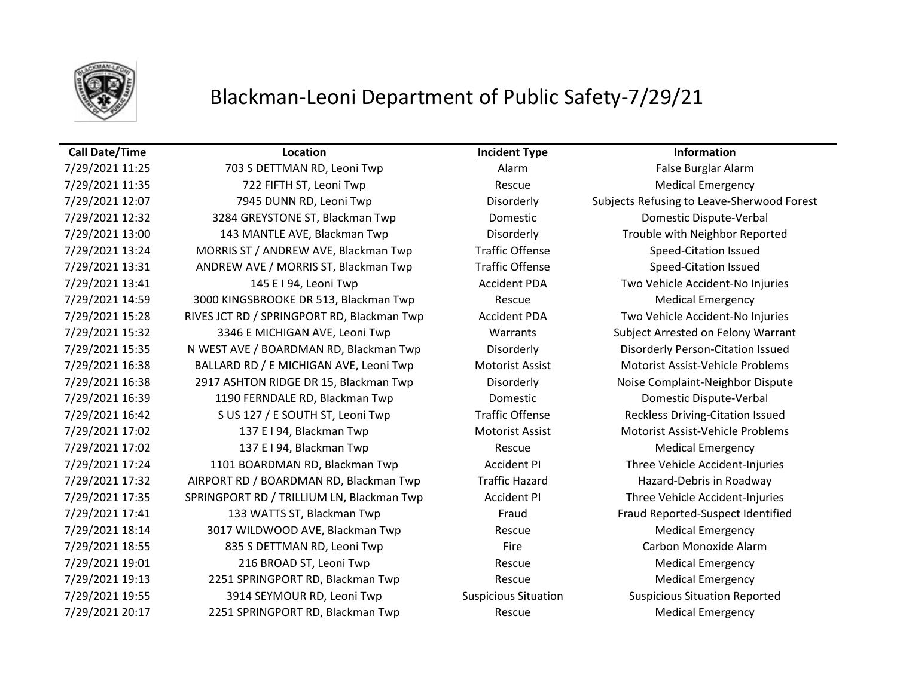# Blackman-Leoni Department of Public Safety-7/29/21

| Call Date/Time | Location | Incident Type | Information |
|---|---|---|---|
| 7/29/2021 11:25 | 703 S DETTMAN RD, Leoni Twp | Alarm | False Burglar Alarm |
| 7/29/2021 11:35 | 722 FIFTH ST, Leoni Twp | Rescue | Medical Emergency |
| 7/29/2021 12:07 | 7945 DUNN RD, Leoni Twp | Disorderly | Subjects Refusing to Leave-Sherwood Forest |
| 7/29/2021 12:32 | 3284 GREYSTONE ST, Blackman Twp | Domestic | Domestic Dispute-Verbal |
| 7/29/2021 13:00 | 143 MANTLE AVE, Blackman Twp | Disorderly | Trouble with Neighbor Reported |
| 7/29/2021 13:24 | MORRIS ST / ANDREW AVE, Blackman Twp | Traffic Offense | Speed-Citation Issued |
| 7/29/2021 13:31 | ANDREW AVE / MORRIS ST, Blackman Twp | Traffic Offense | Speed-Citation Issued |
| 7/29/2021 13:41 | 145 E I 94, Leoni Twp | Accident PDA | Two Vehicle Accident-No Injuries |
| 7/29/2021 14:59 | 3000 KINGSBROOKE DR 513, Blackman Twp | Rescue | Medical Emergency |
| 7/29/2021 15:28 | RIVES JCT RD / SPRINGPORT RD, Blackman Twp | Accident PDA | Two Vehicle Accident-No Injuries |
| 7/29/2021 15:32 | 3346 E MICHIGAN AVE, Leoni Twp | Warrants | Subject Arrested on Felony Warrant |
| 7/29/2021 15:35 | N WEST AVE / BOARDMAN RD, Blackman Twp | Disorderly | Disorderly Person-Citation Issued |
| 7/29/2021 16:38 | BALLARD RD / E MICHIGAN AVE, Leoni Twp | Motorist Assist | Motorist Assist-Vehicle Problems |
| 7/29/2021 16:38 | 2917 ASHTON RIDGE DR 15, Blackman Twp | Disorderly | Noise Complaint-Neighbor Dispute |
| 7/29/2021 16:39 | 1190 FERNDALE RD, Blackman Twp | Domestic | Domestic Dispute-Verbal |
| 7/29/2021 16:42 | S US 127 / E SOUTH ST, Leoni Twp | Traffic Offense | Reckless Driving-Citation Issued |
| 7/29/2021 17:02 | 137 E I 94, Blackman Twp | Motorist Assist | Motorist Assist-Vehicle Problems |
| 7/29/2021 17:02 | 137 E I 94, Blackman Twp | Rescue | Medical Emergency |
| 7/29/2021 17:24 | 1101 BOARDMAN RD, Blackman Twp | Accident PI | Three Vehicle Accident-Injuries |
| 7/29/2021 17:32 | AIRPORT RD / BOARDMAN RD, Blackman Twp | Traffic Hazard | Hazard-Debris in Roadway |
| 7/29/2021 17:35 | SPRINGPORT RD / TRILLIUM LN, Blackman Twp | Accident PI | Three Vehicle Accident-Injuries |
| 7/29/2021 17:41 | 133 WATTS ST, Blackman Twp | Fraud | Fraud Reported-Suspect Identified |
| 7/29/2021 18:14 | 3017 WILDWOOD AVE, Blackman Twp | Rescue | Medical Emergency |
| 7/29/2021 18:55 | 835 S DETTMAN RD, Leoni Twp | Fire | Carbon Monoxide Alarm |
| 7/29/2021 19:01 | 216 BROAD ST, Leoni Twp | Rescue | Medical Emergency |
| 7/29/2021 19:13 | 2251 SPRINGPORT RD, Blackman Twp | Rescue | Medical Emergency |
| 7/29/2021 19:55 | 3914 SEYMOUR RD, Leoni Twp | Suspicious Situation | Suspicious Situation Reported |
| 7/29/2021 20:17 | 2251 SPRINGPORT RD, Blackman Twp | Rescue | Medical Emergency |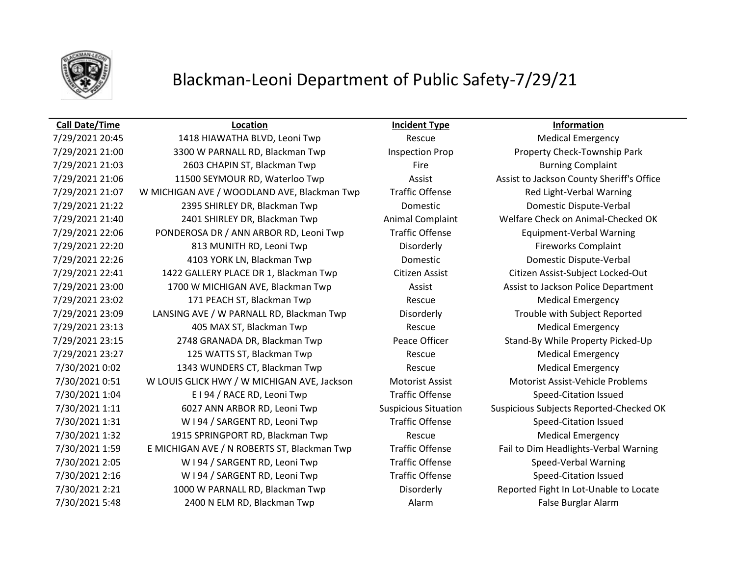# Blackman-Leoni Department of Public Safety-7/29/21

| Call Date/Time | Location | Incident Type | Information |
|---|---|---|---|
| 7/29/2021 20:45 | 1418 HIAWATHA BLVD, Leoni Twp | Rescue | Medical Emergency |
| 7/29/2021 21:00 | 3300 W PARNALL RD, Blackman Twp | Inspection Prop | Property Check-Township Park |
| 7/29/2021 21:03 | 2603 CHAPIN ST, Blackman Twp | Fire | Burning Complaint |
| 7/29/2021 21:06 | 11500 SEYMOUR RD, Waterloo Twp | Assist | Assist to Jackson County Sheriff's Office |
| 7/29/2021 21:07 | W MICHIGAN AVE / WOODLAND AVE, Blackman Twp | Traffic Offense | Red Light-Verbal Warning |
| 7/29/2021 21:22 | 2395 SHIRLEY DR, Blackman Twp | Domestic | Domestic Dispute-Verbal |
| 7/29/2021 21:40 | 2401 SHIRLEY DR, Blackman Twp | Animal Complaint | Welfare Check on Animal-Checked OK |
| 7/29/2021 22:06 | PONDEROSA DR / ANN ARBOR RD, Leoni Twp | Traffic Offense | Equipment-Verbal Warning |
| 7/29/2021 22:20 | 813 MUNITH RD, Leoni Twp | Disorderly | Fireworks Complaint |
| 7/29/2021 22:26 | 4103 YORK LN, Blackman Twp | Domestic | Domestic Dispute-Verbal |
| 7/29/2021 22:41 | 1422 GALLERY PLACE DR 1, Blackman Twp | Citizen Assist | Citizen Assist-Subject Locked-Out |
| 7/29/2021 23:00 | 1700 W MICHIGAN AVE, Blackman Twp | Assist | Assist to Jackson Police Department |
| 7/29/2021 23:02 | 171 PEACH ST, Blackman Twp | Rescue | Medical Emergency |
| 7/29/2021 23:09 | LANSING AVE / W PARNALL RD, Blackman Twp | Disorderly | Trouble with Subject Reported |
| 7/29/2021 23:13 | 405 MAX ST, Blackman Twp | Rescue | Medical Emergency |
| 7/29/2021 23:15 | 2748 GRANADA DR, Blackman Twp | Peace Officer | Stand-By While Property Picked-Up |
| 7/29/2021 23:27 | 125 WATTS ST, Blackman Twp | Rescue | Medical Emergency |
| 7/30/2021 0:02 | 1343 WUNDERS CT, Blackman Twp | Rescue | Medical Emergency |
| 7/30/2021 0:51 | W LOUIS GLICK HWY / W MICHIGAN AVE, Jackson | Motorist Assist | Motorist Assist-Vehicle Problems |
| 7/30/2021 1:04 | E I 94 / RACE RD, Leoni Twp | Traffic Offense | Speed-Citation Issued |
| 7/30/2021 1:11 | 6027 ANN ARBOR RD, Leoni Twp | Suspicious Situation | Suspicious Subjects Reported-Checked OK |
| 7/30/2021 1:31 | W I 94 / SARGENT RD, Leoni Twp | Traffic Offense | Speed-Citation Issued |
| 7/30/2021 1:32 | 1915 SPRINGPORT RD, Blackman Twp | Rescue | Medical Emergency |
| 7/30/2021 1:59 | E MICHIGAN AVE / N ROBERTS ST, Blackman Twp | Traffic Offense | Fail to Dim Headlights-Verbal Warning |
| 7/30/2021 2:05 | W I 94 / SARGENT RD, Leoni Twp | Traffic Offense | Speed-Verbal Warning |
| 7/30/2021 2:16 | W I 94 / SARGENT RD, Leoni Twp | Traffic Offense | Speed-Citation Issued |
| 7/30/2021 2:21 | 1000 W PARNALL RD, Blackman Twp | Disorderly | Reported Fight In Lot-Unable to Locate |
| 7/30/2021 5:48 | 2400 N ELM RD, Blackman Twp | Alarm | False Burglar Alarm |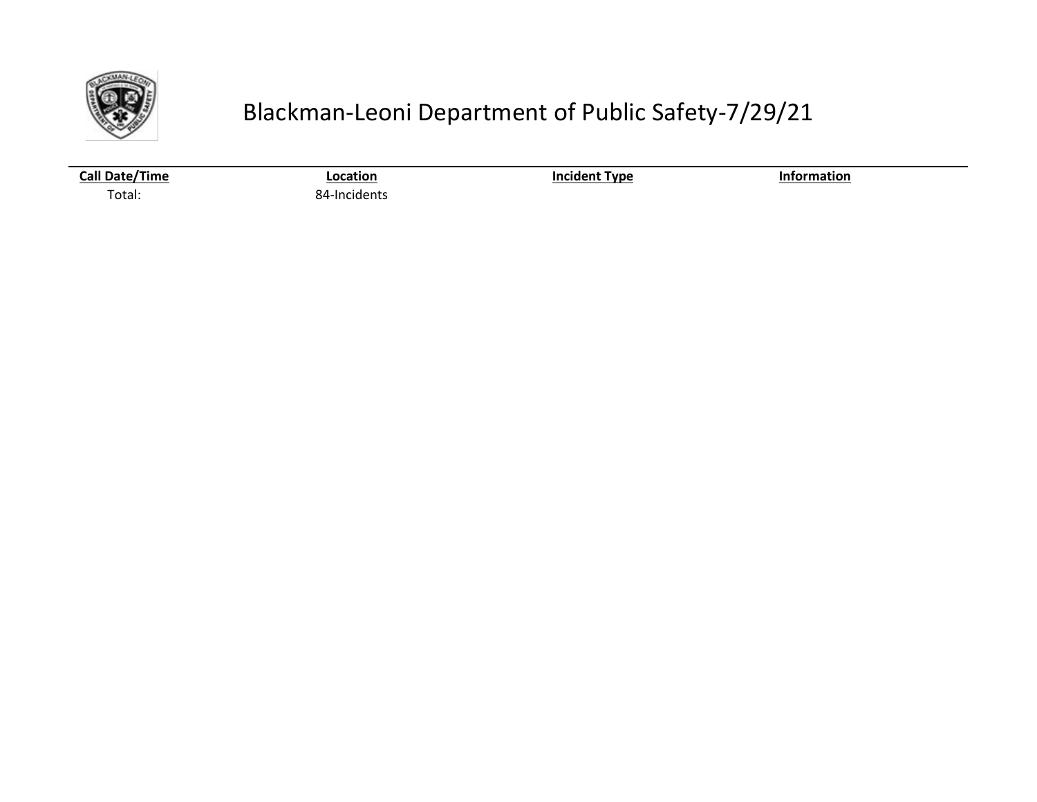# Blackman-Leoni Department of Public Safety-7/29/21

| Call Date/Time | Location | Incident Type | Information |
|---|---|---|---|
| Total: | 84-Incidents | | |